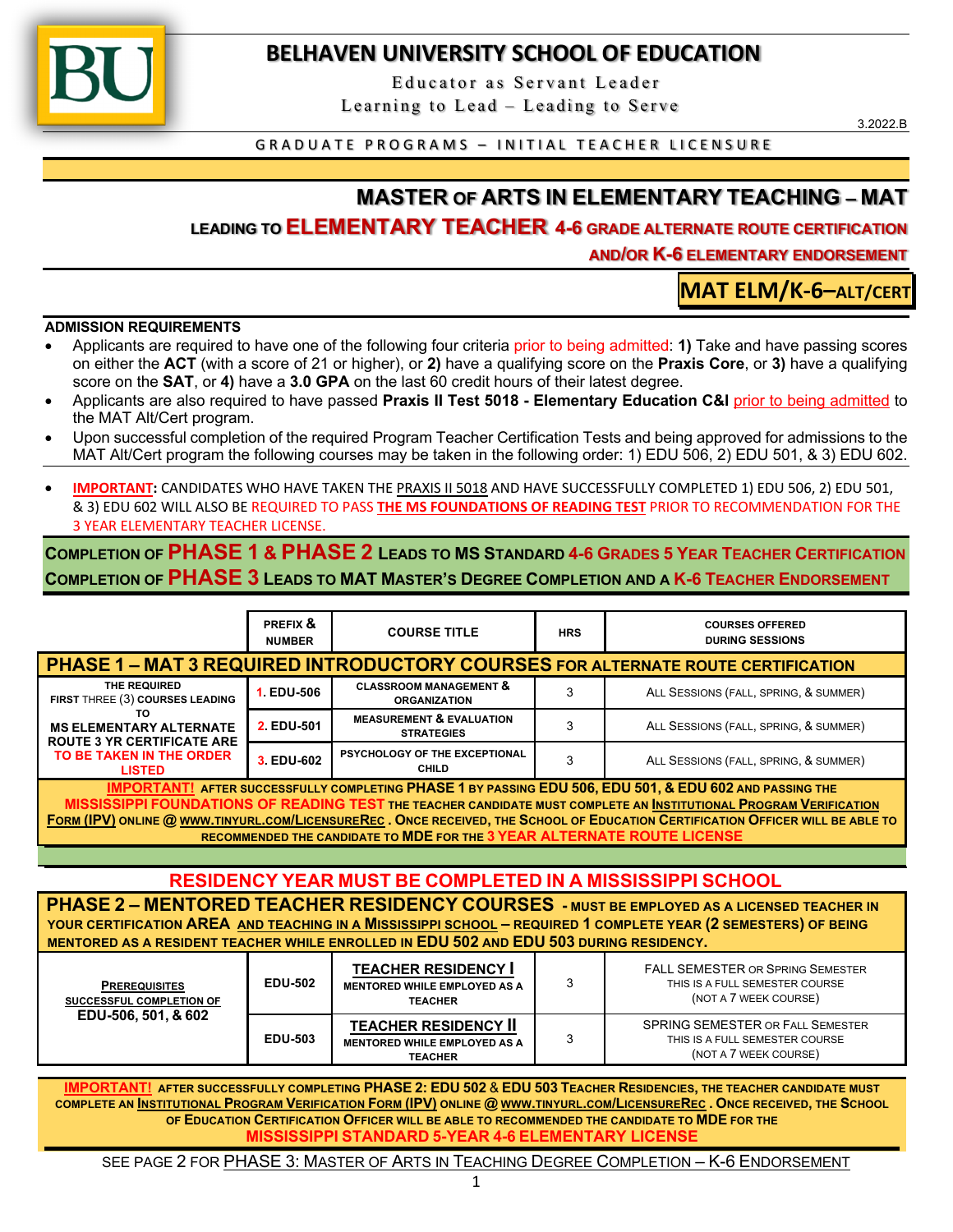# BELHAVEN UNIVERSITY SCHOOL OF EDUCATION

Educator as Servant Leader
Learning to Lead – Leading to Serve

3.2022.B

GRADUATE PROGRAMS – INITIAL TEACHER LICENSURE

## MASTER OF ARTS IN ELEMENTARY TEACHING – MAT

### LEADING TO ELEMENTARY TEACHER 4-6 GRADE ALTERNATE ROUTE CERTIFICATION AND/OR K-6 ELEMENTARY ENDORSEMENT

**MAT ELM/K-6–ALT/CERT**

**ADMISSION REQUIREMENTS**

- Applicants are required to have one of the following four criteria prior to being admitted: **1)** Take and have passing scores on either the **ACT** (with a score of 21 or higher), or **2)** have a qualifying score on the **Praxis Core**, or **3)** have a qualifying score on the **SAT**, or **4)** have a **3.0 GPA** on the last 60 credit hours of their latest degree.
- Applicants are also required to have passed **Praxis II Test 5018 - Elementary Education C&I** prior to being admitted to the MAT Alt/Cert program.
- Upon successful completion of the required Program Teacher Certification Tests and being approved for admissions to the MAT Alt/Cert program the following courses may be taken in the following order: 1) EDU 506, 2) EDU 501, & 3) EDU 602.
- **IMPORTANT:** CANDIDATES WHO HAVE TAKEN THE PRAXIS II 5018 AND HAVE SUCCESSFULLY COMPLETED 1) EDU 506, 2) EDU 501, & 3) EDU 602 WILL ALSO BE REQUIRED TO PASS **THE MS FOUNDATIONS OF READING TEST** PRIOR TO RECOMMENDATION FOR THE 3 YEAR ELEMENTARY TEACHER LICENSE.

**COMPLETION OF PHASE 1 & PHASE 2 LEADS TO MS STANDARD 4-6 GRADES 5 YEAR TEACHER CERTIFICATION**
**COMPLETION OF PHASE 3 LEADS TO MAT MASTER'S DEGREE COMPLETION AND A K-6 TEACHER ENDORSEMENT**

| | PREFIX & NUMBER | COURSE TITLE | HRS | COURSES OFFERED DURING SESSIONS |
|---|---|---|---|---|
| **PHASE 1 – MAT 3 REQUIRED INTRODUCTORY COURSES FOR ALTERNATE ROUTE CERTIFICATION** | | | | |
| THE REQUIRED FIRST THREE (3) COURSES LEADING TO MS ELEMENTARY ALTERNATE ROUTE 3 YR CERTIFICATE ARE TO BE TAKEN IN THE ORDER LISTED | 1. EDU-506 | CLASSROOM MANAGEMENT & ORGANIZATION | 3 | ALL SESSIONS (FALL, SPRING, & SUMMER) |
| | 2. EDU-501 | MEASUREMENT & EVALUATION STRATEGIES | 3 | ALL SESSIONS (FALL, SPRING, & SUMMER) |
| | 3. EDU-602 | PSYCHOLOGY OF THE EXCEPTIONAL CHILD | 3 | ALL SESSIONS (FALL, SPRING, & SUMMER) |

**IMPORTANT!** AFTER SUCCESSFULLY COMPLETING **PHASE 1** BY PASSING **EDU 506, EDU 501, & EDU 602** AND PASSING THE **MISSISSIPPI FOUNDATIONS OF READING TEST** THE TEACHER CANDIDATE MUST COMPLETE AN INSTITUTIONAL PROGRAM VERIFICATION FORM (IPV) ONLINE @ WWW.TINYURL.COM/LICENSUREREC . ONCE RECEIVED, THE SCHOOL OF EDUCATION CERTIFICATION OFFICER WILL BE ABLE TO RECOMMENDED THE CANDIDATE TO **MDE** FOR THE **3 YEAR ALTERNATE ROUTE LICENSE**

## RESIDENCY YEAR MUST BE COMPLETED IN A MISSISSIPPI SCHOOL

**PHASE 2 – MENTORED TEACHER RESIDENCY COURSES** - MUST BE EMPLOYED AS A LICENSED TEACHER IN YOUR CERTIFICATION **AREA** AND TEACHING IN A MISSISSIPPI SCHOOL – REQUIRED **1** COMPLETE YEAR **(2** SEMESTERS**)** OF BEING MENTORED AS A RESIDENT TEACHER WHILE ENROLLED IN **EDU 502** AND **EDU 503** DURING RESIDENCY.

| | | | | |
|---|---|---|---|---|
| **PREREQUISITES** SUCCESSFUL COMPLETION OF **EDU-506, 501, & 602** | EDU-502 | **TEACHER RESIDENCY I** MENTORED WHILE EMPLOYED AS A TEACHER | 3 | FALL SEMESTER OR SPRING SEMESTER THIS IS A FULL SEMESTER COURSE (NOT A 7 WEEK COURSE) |
| | EDU-503 | **TEACHER RESIDENCY II** MENTORED WHILE EMPLOYED AS A TEACHER | 3 | SPRING SEMESTER OR FALL SEMESTER THIS IS A FULL SEMESTER COURSE (NOT A 7 WEEK COURSE) |

**IMPORTANT!** AFTER SUCCESSFULLY COMPLETING **PHASE 2: EDU 502 & EDU 503** TEACHER RESIDENCIES, THE TEACHER CANDIDATE MUST COMPLETE AN INSTITUTIONAL PROGRAM VERIFICATION FORM (IPV) ONLINE @ WWW.TINYURL.COM/LICENSUREREC . ONCE RECEIVED, THE SCHOOL OF EDUCATION CERTIFICATION OFFICER WILL BE ABLE TO RECOMMENDED THE CANDIDATE TO **MDE** FOR THE **MISSISSIPPI STANDARD 5-YEAR 4-6 ELEMENTARY LICENSE**

SEE PAGE 2 FOR PHASE 3: MASTER OF ARTS IN TEACHING DEGREE COMPLETION – K-6 ENDORSEMENT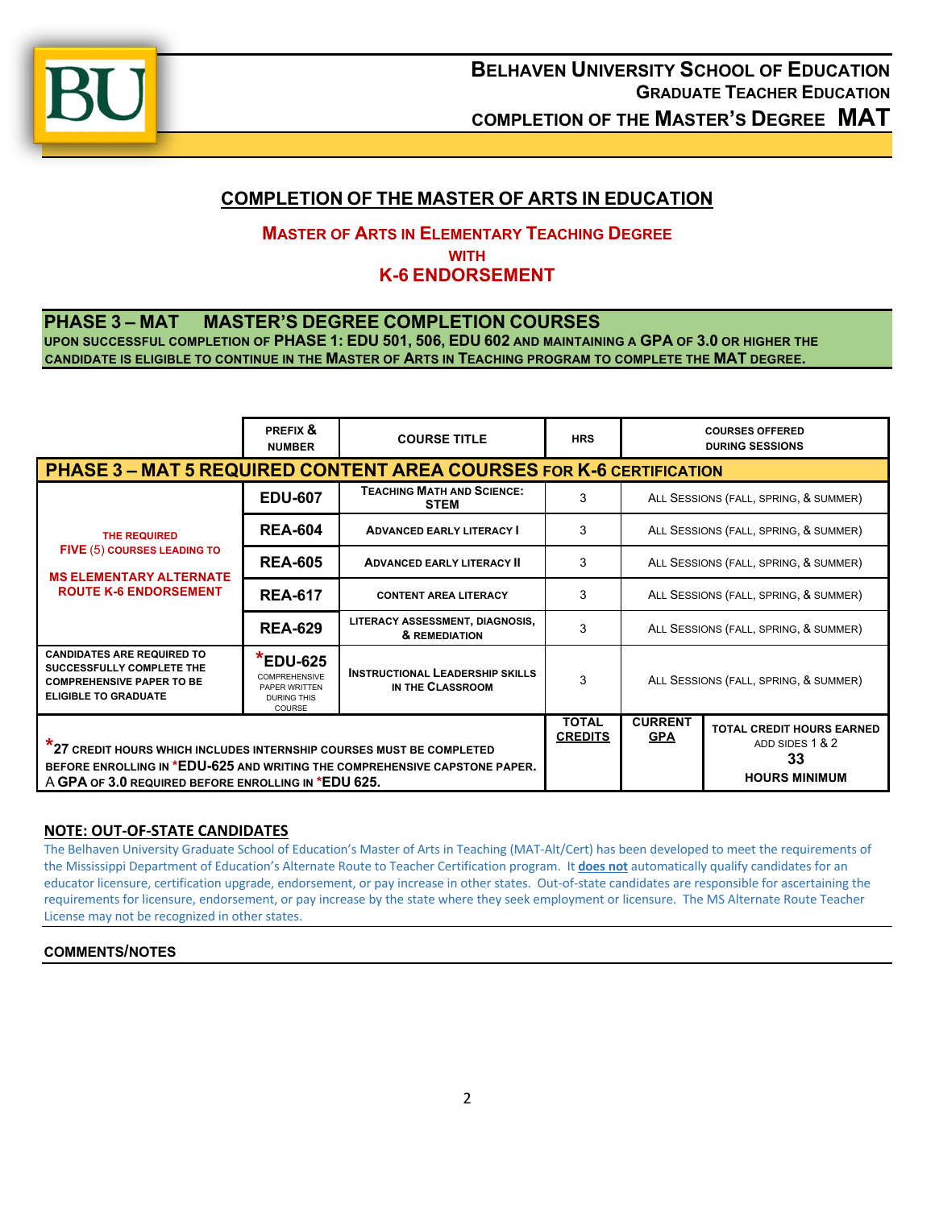BU

**BELHAVEN UNIVERSITY SCHOOL OF EDUCATION**
**GRADUATE TEACHER EDUCATION**
**COMPLETION OF THE MASTER'S DEGREE MAT**

## COMPLETION OF THE MASTER OF ARTS IN EDUCATION

### MASTER OF ARTS IN ELEMENTARY TEACHING DEGREE
### WITH
### K-6 ENDORSEMENT

## PHASE 3 – MAT MASTER'S DEGREE COMPLETION COURSES

**UPON SUCCESSFUL COMPLETION OF PHASE 1: EDU 501, 506, EDU 602 AND MAINTAINING A GPA OF 3.0 OR HIGHER THE CANDIDATE IS ELIGIBLE TO CONTINUE IN THE MASTER OF ARTS IN TEACHING PROGRAM TO COMPLETE THE MAT DEGREE.**

| | PREFIX & NUMBER | COURSE TITLE | HRS | COURSES OFFERED DURING SESSIONS | |
|---|---|---|---|---|---|
| **PHASE 3 – MAT 5 REQUIRED CONTENT AREA COURSES FOR K-6 CERTIFICATION** | | | | | |
| THE REQUIRED FIVE (5) COURSES LEADING TO MS ELEMENTARY ALTERNATE ROUTE K-6 ENDORSEMENT | **EDU-607** | TEACHING MATH AND SCIENCE: STEM | 3 | ALL SESSIONS (FALL, SPRING, & SUMMER) | |
| | **REA-604** | ADVANCED EARLY LITERACY I | 3 | ALL SESSIONS (FALL, SPRING, & SUMMER) | |
| | **REA-605** | ADVANCED EARLY LITERACY II | 3 | ALL SESSIONS (FALL, SPRING, & SUMMER) | |
| | **REA-617** | CONTENT AREA LITERACY | 3 | ALL SESSIONS (FALL, SPRING, & SUMMER) | |
| | **REA-629** | LITERACY ASSESSMENT, DIAGNOSIS, & REMEDIATION | 3 | ALL SESSIONS (FALL, SPRING, & SUMMER) | |
| CANDIDATES ARE REQUIRED TO SUCCESSFULLY COMPLETE THE COMPREHENSIVE PAPER TO BE ELIGIBLE TO GRADUATE | ***EDU-625** COMPREHENSIVE PAPER WRITTEN DURING THIS COURSE | INSTRUCTIONAL LEADERSHIP SKILLS IN THE CLASSROOM | 3 | ALL SESSIONS (FALL, SPRING, & SUMMER) | |
| *27 CREDIT HOURS WHICH INCLUDES INTERNSHIP COURSES MUST BE COMPLETED BEFORE ENROLLING IN *EDU-625 AND WRITING THE COMPREHENSIVE CAPSTONE PAPER. A GPA OF 3.0 REQUIRED BEFORE ENROLLING IN *EDU 625. | | | TOTAL CREDITS | CURRENT GPA | TOTAL CREDIT HOURS EARNED ADD SIDES 1 & 2 **33** HOURS MINIMUM |

**NOTE: OUT-OF-STATE CANDIDATES**

The Belhaven University Graduate School of Education's Master of Arts in Teaching (MAT-Alt/Cert) has been developed to meet the requirements of the Mississippi Department of Education's Alternate Route to Teacher Certification program. It **does not** automatically qualify candidates for an educator licensure, certification upgrade, endorsement, or pay increase in other states. Out-of-state candidates are responsible for ascertaining the requirements for licensure, endorsement, or pay increase by the state where they seek employment or licensure. The MS Alternate Route Teacher License may not be recognized in other states.

**COMMENTS/NOTES**